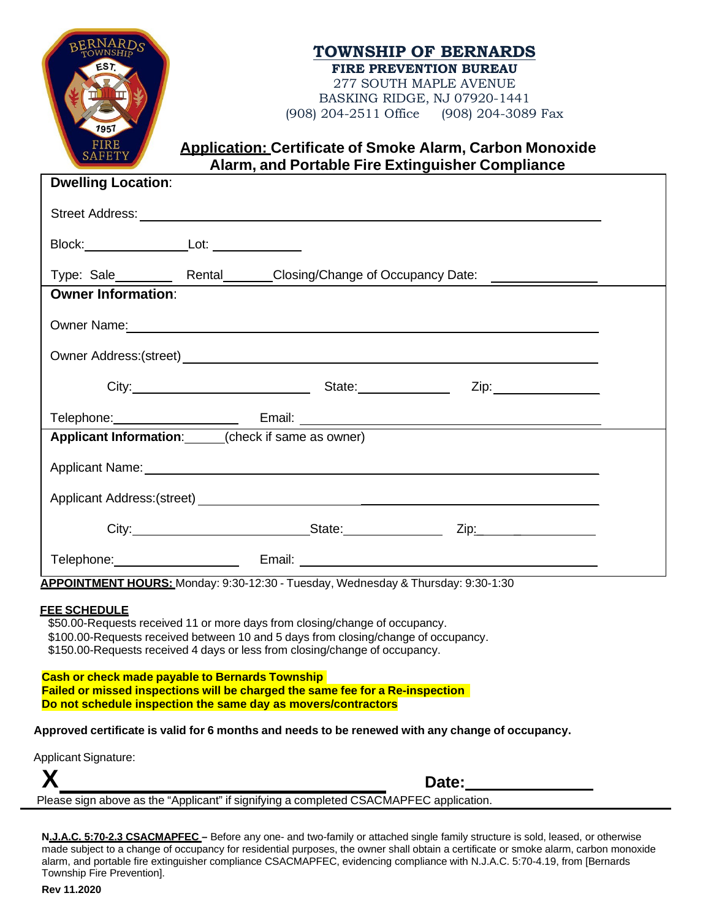# TOWNSHIP OF BERNARDS

**FIRE PREVENTION BUREAU**

277 SOUTH MAPLE AVENUE
BASKING RIDGE, NJ 07920-1441
(908) 204-2511 Office (908) 204-3089 Fax

## Application: Certificate of Smoke Alarm, Carbon Monoxide Alarm, and Portable Fire Extinguisher Compliance

**Dwelling Location**:

Street Address: ____________________________________________

Block: ______________ Lot: ____________

Type: Sale ________ Rental _______ Closing/Change of Occupancy Date: ______________

**Owner Information**:

Owner Name: ____________________________________________

Owner Address:(street) ____________________________________________

City: ______________________ State: ____________ Zip: ______________

Telephone: ________________ Email: ____________________________________

**Applicant Information**: _____ (check if same as owner)

Applicant Name: ____________________________________________

Applicant Address:(street) ____________________________________________

City: ______________________ State: ____________ Zip: ______________

Telephone: ________________ Email: ____________________________________

**APPOINTMENT HOURS:** Monday: 9:30-12:30 - Tuesday, Wednesday & Thursday: 9:30-1:30

**FEE SCHEDULE**

$50.00-Requests received 11 or more days from closing/change of occupancy.
$100.00-Requests received between 10 and 5 days from closing/change of occupancy.
$150.00-Requests received 4 days or less from closing/change of occupancy.

**Cash or check made payable to Bernards Township**
**Failed or missed inspections will be charged the same fee for a Re-inspection**
**Do not schedule inspection the same day as movers/contractors**

**Approved certificate is valid for 6 months and needs to be renewed with any change of occupancy.**

Applicant Signature:

**X** ________________________________ **Date:** ______________

Please sign above as the "Applicant" if signifying a completed CSACMAPFEC application.

**N.J.A.C. 5:70-2.3 CSACMAPFEC –** Before any one- and two-family or attached single family structure is sold, leased, or otherwise made subject to a change of occupancy for residential purposes, the owner shall obtain a certificate or smoke alarm, carbon monoxide alarm, and portable fire extinguisher compliance CSACMAPFEC, evidencing compliance with N.J.A.C. 5:70-4.19, from [Bernards Township Fire Prevention].

**Rev 11.2020**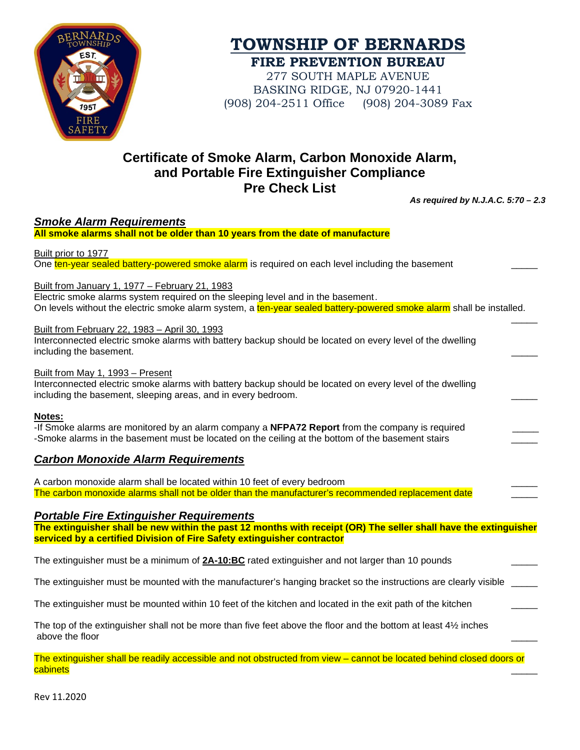# TOWNSHIP OF BERNARDS

## FIRE PREVENTION BUREAU

277 SOUTH MAPLE AVENUE
BASKING RIDGE, NJ 07920-1441
(908) 204-2511 Office (908) 204-3089 Fax

## Certificate of Smoke Alarm, Carbon Monoxide Alarm, and Portable Fire Extinguisher Compliance Pre Check List

***As required by N.J.A.C. 5:70 – 2.3***

### *Smoke Alarm Requirements*

**All smoke alarms shall not be older than 10 years from the date of manufacture**

Built prior to 1977
One ten-year sealed battery-powered smoke alarm is required on each level including the basement _____

Built from January 1, 1977 – February 21, 1983
Electric smoke alarms system required on the sleeping level and in the basement.
On levels without the electric smoke alarm system, a ten-year sealed battery-powered smoke alarm shall be installed. _____

Built from February 22, 1983 – April 30, 1993
Interconnected electric smoke alarms with battery backup should be located on every level of the dwelling including the basement. _____

Built from May 1, 1993 – Present
Interconnected electric smoke alarms with battery backup should be located on every level of the dwelling including the basement, sleeping areas, and in every bedroom. _____

**Notes:**
-If Smoke alarms are monitored by an alarm company a **NFPA72 Report** from the company is required _____
-Smoke alarms in the basement must be located on the ceiling at the bottom of the basement stairs _____

### *Carbon Monoxide Alarm Requirements*

A carbon monoxide alarm shall be located within 10 feet of every bedroom _____
The carbon monoxide alarms shall not be older than the manufacturer's recommended replacement date _____

### *Portable Fire Extinguisher Requirements*

**The extinguisher shall be new within the past 12 months with receipt (OR) The seller shall have the extinguisher serviced by a certified Division of Fire Safety extinguisher contractor**

The extinguisher must be a minimum of **2A-10:BC** rated extinguisher and not larger than 10 pounds _____

The extinguisher must be mounted with the manufacturer's hanging bracket so the instructions are clearly visible _____

The extinguisher must be mounted within 10 feet of the kitchen and located in the exit path of the kitchen _____

The top of the extinguisher shall not be more than five feet above the floor and the bottom at least 4½ inches above the floor _____

The extinguisher shall be readily accessible and not obstructed from view – cannot be located behind closed doors or cabinets _____

Rev 11.2020